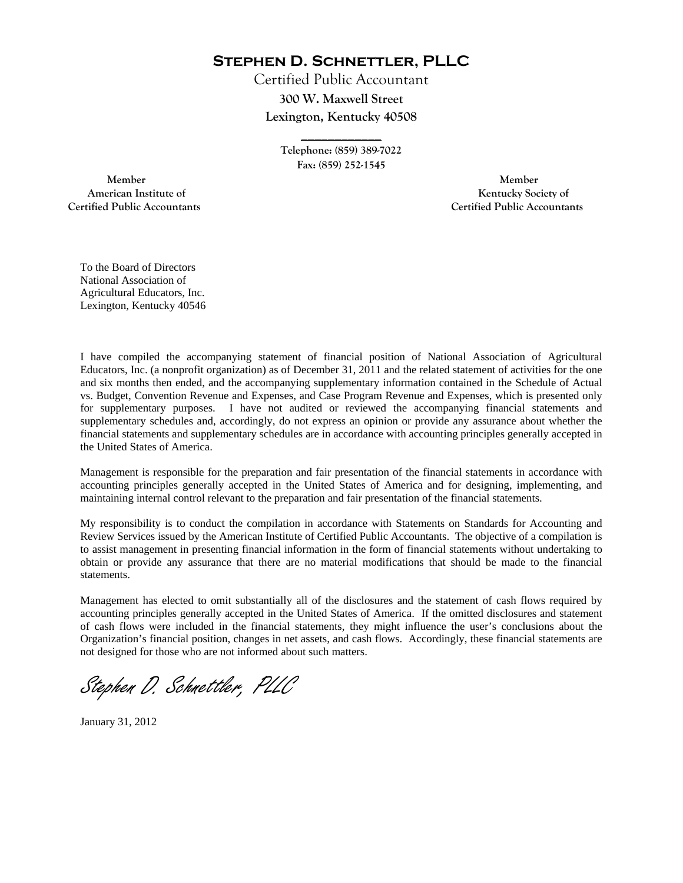# Stephen D. Schnettler, PLLC

Certified Public Accountant

300 W. Maxwell Street

Lexington, Kentucky 40508

Telephone: (859) 389-7022

Fax: (859) 252-1545

Member
American Institute of
Certified Public Accountants

Member
Kentucky Society of
Certified Public Accountants

To the Board of Directors
National Association of
Agricultural Educators, Inc.
Lexington, Kentucky 40546

I have compiled the accompanying statement of financial position of National Association of Agricultural Educators, Inc. (a nonprofit organization) as of December 31, 2011 and the related statement of activities for the one and six months then ended, and the accompanying supplementary information contained in the Schedule of Actual vs. Budget, Convention Revenue and Expenses, and Case Program Revenue and Expenses, which is presented only for supplementary purposes. I have not audited or reviewed the accompanying financial statements and supplementary schedules and, accordingly, do not express an opinion or provide any assurance about whether the financial statements and supplementary schedules are in accordance with accounting principles generally accepted in the United States of America.

Management is responsible for the preparation and fair presentation of the financial statements in accordance with accounting principles generally accepted in the United States of America and for designing, implementing, and maintaining internal control relevant to the preparation and fair presentation of the financial statements.

My responsibility is to conduct the compilation in accordance with Statements on Standards for Accounting and Review Services issued by the American Institute of Certified Public Accountants. The objective of a compilation is to assist management in presenting financial information in the form of financial statements without undertaking to obtain or provide any assurance that there are no material modifications that should be made to the financial statements.

Management has elected to omit substantially all of the disclosures and the statement of cash flows required by accounting principles generally accepted in the United States of America. If the omitted disclosures and statement of cash flows were included in the financial statements, they might influence the user's conclusions about the Organization's financial position, changes in net assets, and cash flows. Accordingly, these financial statements are not designed for those who are not informed about such matters.

*Stephen D. Schnettler, PLLC*

January 31, 2012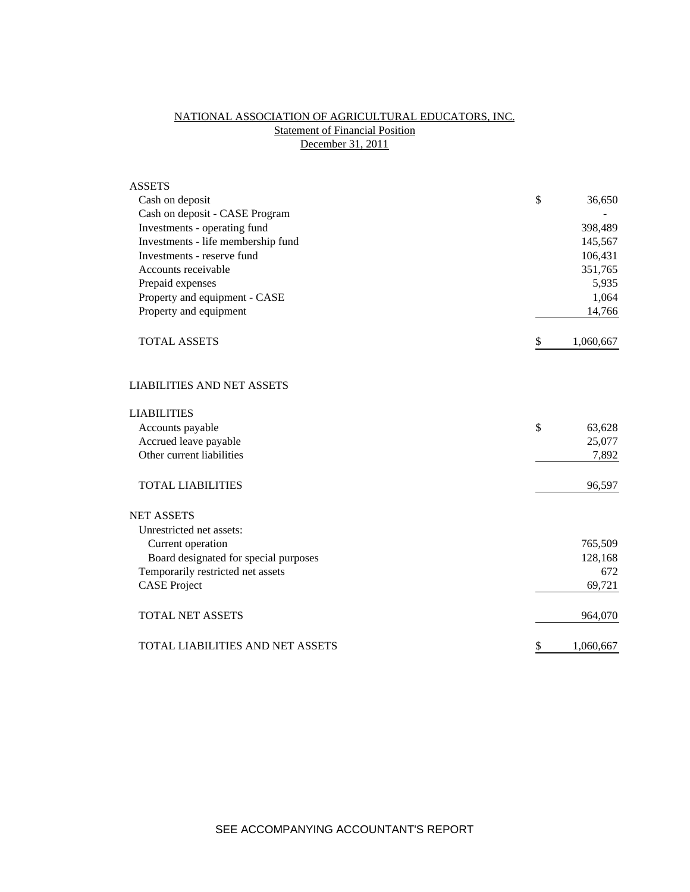# NATIONAL ASSOCIATION OF AGRICULTURAL EDUCATORS, INC.

## Statement of Financial Position

### December 31, 2011

| | | |
|---|---|---|
| **ASSETS** | | |
| Cash on deposit | $ | 36,650 |
| Cash on deposit - CASE Program | | - |
| Investments - operating fund | | 398,489 |
| Investments - life membership fund | | 145,567 |
| Investments - reserve fund | | 106,431 |
| Accounts receivable | | 351,765 |
| Prepaid expenses | | 5,935 |
| Property and equipment - CASE | | 1,064 |
| Property and equipment | | 14,766 |
| TOTAL ASSETS | $ | 1,060,667 |
| | | |
| **LIABILITIES AND NET ASSETS** | | |
| | | |
| **LIABILITIES** | | |
| Accounts payable | $ | 63,628 |
| Accrued leave payable | | 25,077 |
| Other current liabilities | | 7,892 |
| TOTAL LIABILITIES | | 96,597 |
| | | |
| **NET ASSETS** | | |
| Unrestricted net assets: | | |
| Current operation | | 765,509 |
| Board designated for special purposes | | 128,168 |
| Temporarily restricted net assets | | 672 |
| CASE Project | | 69,721 |
| TOTAL NET ASSETS | | 964,070 |
| | | |
| TOTAL LIABILITIES AND NET ASSETS | $ | 1,060,667 |

SEE ACCOMPANYING ACCOUNTANT'S REPORT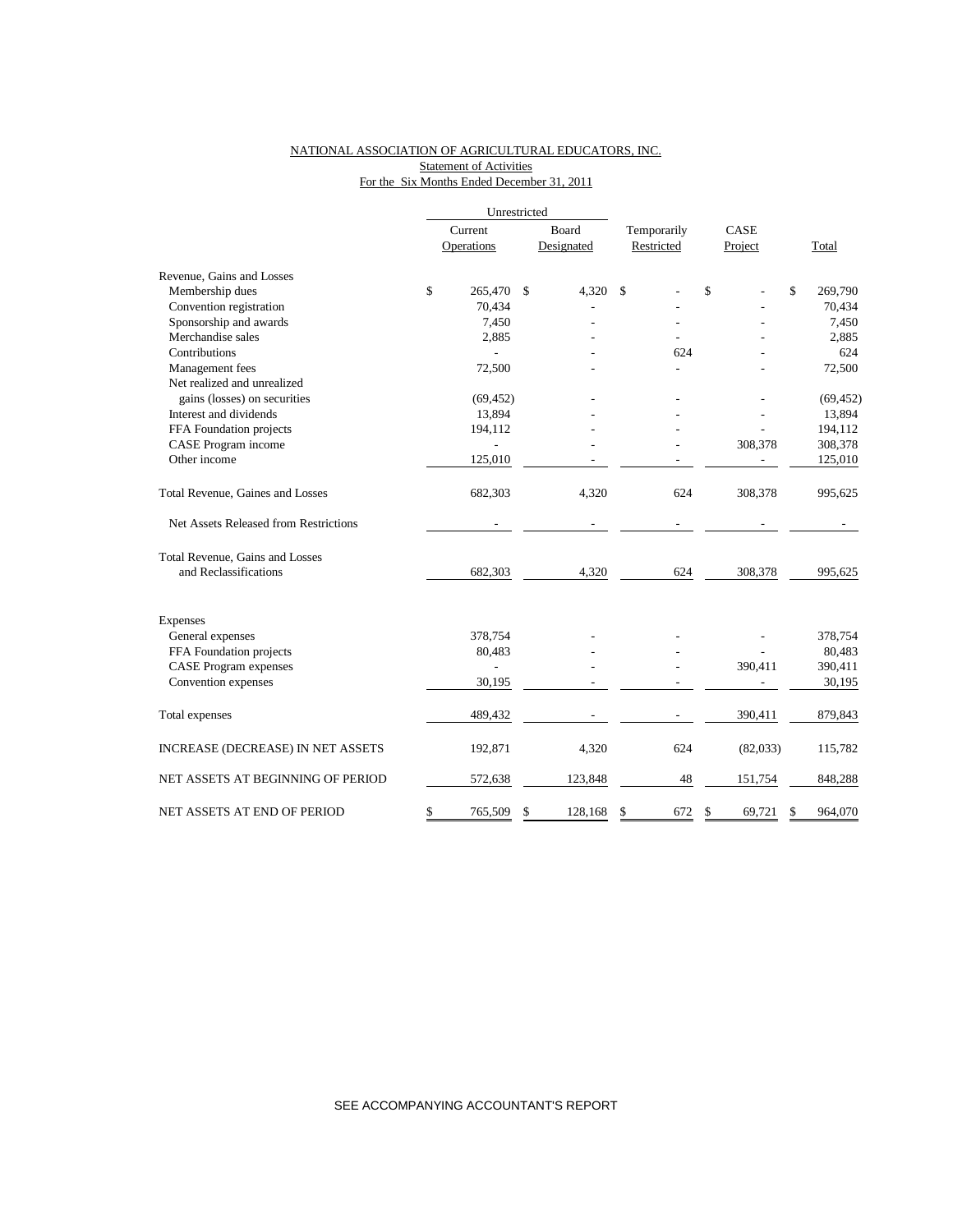NATIONAL ASSOCIATION OF AGRICULTURAL EDUCATORS, INC.
Statement of Activities
For the Six Months Ended December 31, 2011

| | Unrestricted | | | | |
|---|---|---|---|---|---|
| | Current Operations | Board Designated | Temporarily Restricted | CASE Project | Total |
| Revenue, Gains and Losses | | | | | |
| Membership dues | $ 265,470 | $ 4,320 | $ - | $ - | $ 269,790 |
| Convention registration | 70,434 | - | - | - | 70,434 |
| Sponsorship and awards | 7,450 | - | - | - | 7,450 |
| Merchandise sales | 2,885 | - | - | - | 2,885 |
| Contributions | - | - | 624 | - | 624 |
| Management fees | 72,500 | - | - | - | 72,500 |
| Net realized and unrealized gains (losses) on securities | (69,452) | - | - | - | (69,452) |
| Interest and dividends | 13,894 | - | - | - | 13,894 |
| FFA Foundation projects | 194,112 | - | - | - | 194,112 |
| CASE Program income | - | - | - | 308,378 | 308,378 |
| Other income | 125,010 | - | - | - | 125,010 |
| Total Revenue, Gaines and Losses | 682,303 | 4,320 | 624 | 308,378 | 995,625 |
| Net Assets Released from Restrictions | - | - | - | - | - |
| Total Revenue, Gains and Losses and Reclassifications | 682,303 | 4,320 | 624 | 308,378 | 995,625 |
| Expenses | | | | | |
| General expenses | 378,754 | - | - | - | 378,754 |
| FFA Foundation projects | 80,483 | - | - | - | 80,483 |
| CASE Program expenses | - | - | - | 390,411 | 390,411 |
| Convention expenses | 30,195 | - | - | - | 30,195 |
| Total expenses | 489,432 | - | - | 390,411 | 879,843 |
| INCREASE (DECREASE) IN NET ASSETS | 192,871 | 4,320 | 624 | (82,033) | 115,782 |
| NET ASSETS AT BEGINNING OF PERIOD | 572,638 | 123,848 | 48 | 151,754 | 848,288 |
| NET ASSETS AT END OF PERIOD | $ 765,509 | $ 128,168 | $ 672 | $ 69,721 | $ 964,070 |

SEE ACCOMPANYING ACCOUNTANT'S REPORT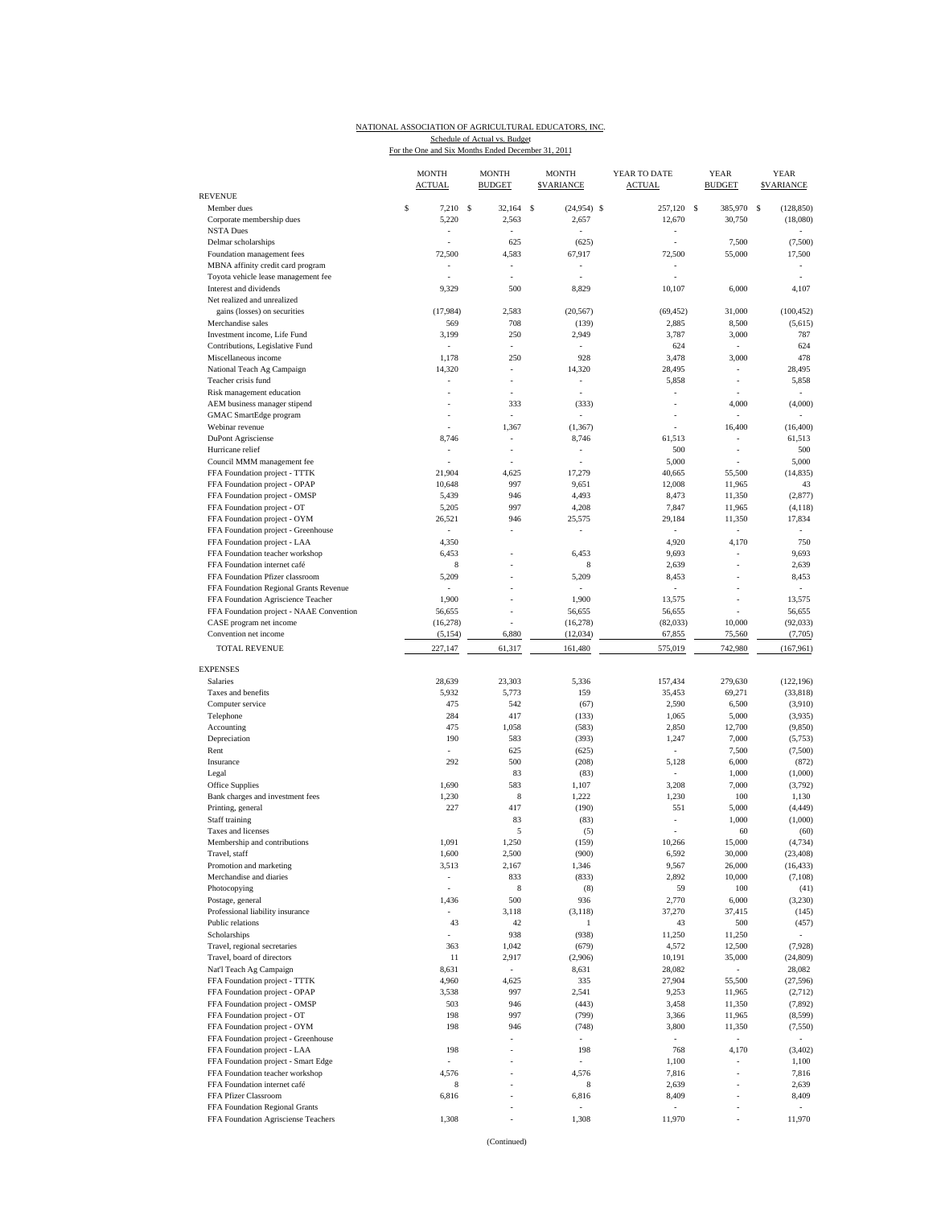NATIONAL ASSOCIATION OF AGRICULTURAL EDUCATORS, INC.

Schedule of Actual vs. Budget

For the One and Six Months Ended December 31, 2011

| | MONTH ACTUAL | MONTH BUDGET | MONTH $VARIANCE | YEAR TO DATE ACTUAL | YEAR BUDGET | YEAR $VARIANCE |
|---|---|---|---|---|---|---|
| **REVENUE** | | | | | | |
| Member dues | $ 7,210 | $ 32,164 | $ (24,954) | $ 257,120 | $ 385,970 | $ (128,850) |
| Corporate membership dues | 5,220 | 2,563 | 2,657 | 12,670 | 30,750 | (18,080) |
| NSTA Dues | - | - | - | - | | - |
| Delmar scholarships | - | 625 | (625) | - | 7,500 | (7,500) |
| Foundation management fees | 72,500 | 4,583 | 67,917 | 72,500 | 55,000 | 17,500 |
| MBNA affinity credit card program | - | - | - | - | | - |
| Toyota vehicle lease management fee | - | - | - | - | | - |
| Interest and dividends | 9,329 | 500 | 8,829 | 10,107 | 6,000 | 4,107 |
| Net realized and unrealized gains (losses) on securities | (17,984) | 2,583 | (20,567) | (69,452) | 31,000 | (100,452) |
| Merchandise sales | 569 | 708 | (139) | 2,885 | 8,500 | (5,615) |
| Investment income, Life Fund | 3,199 | 250 | 2,949 | 3,787 | 3,000 | 787 |
| Contributions, Legislative Fund | - | - | - | 624 | - | 624 |
| Miscellaneous income | 1,178 | 250 | 928 | 3,478 | 3,000 | 478 |
| National Teach Ag Campaign | 14,320 | - | 14,320 | 28,495 | - | 28,495 |
| Teacher crisis fund | - | - | - | 5,858 | - | 5,858 |
| Risk management education | - | - | - | - | - | - |
| AEM business manager stipend | - | 333 | (333) | - | 4,000 | (4,000) |
| GMAC SmartEdge program | - | - | - | - | - | - |
| Webinar revenue | - | 1,367 | (1,367) | - | 16,400 | (16,400) |
| DuPont Agriscience | 8,746 | - | 8,746 | 61,513 | - | 61,513 |
| Hurricane relief | - | - | - | 500 | - | 500 |
| Council MMM management fee | - | - | - | 5,000 | - | 5,000 |
| FFA Foundation project - TTTK | 21,904 | 4,625 | 17,279 | 40,665 | 55,500 | (14,835) |
| FFA Foundation project - OPAP | 10,648 | 997 | 9,651 | 12,008 | 11,965 | 43 |
| FFA Foundation project - OMSP | 5,439 | 946 | 4,493 | 8,473 | 11,350 | (2,877) |
| FFA Foundation project - OT | 5,205 | 997 | 4,208 | 7,847 | 11,965 | (4,118) |
| FFA Foundation project - OYM | 26,521 | 946 | 25,575 | 29,184 | 11,350 | 17,834 |
| FFA Foundation project - Greenhouse | - | - | - | - | - | - |
| FFA Foundation project - LAA | 4,350 | | | 4,920 | 4,170 | 750 |
| FFA Foundation teacher workshop | 6,453 | - | 6,453 | 9,693 | - | 9,693 |
| FFA Foundation internet café | 8 | - | 8 | 2,639 | - | 2,639 |
| FFA Foundation Pfizer classroom | 5,209 | - | 5,209 | 8,453 | - | 8,453 |
| FFA Foundation Regional Grants Revenue | - | - | - | - | - | - |
| FFA Foundation Agriscience Teacher | 1,900 | - | 1,900 | 13,575 | - | 13,575 |
| FFA Foundation project - NAAE Convention | 56,655 | - | 56,655 | 56,655 | - | 56,655 |
| CASE program net income | (16,278) | - | (16,278) | (82,033) | 10,000 | (92,033) |
| Convention net income | (5,154) | 6,880 | (12,034) | 67,855 | 75,560 | (7,705) |
| TOTAL REVENUE | 227,147 | 61,317 | 161,480 | 575,019 | 742,980 | (167,961) |
| **EXPENSES** | | | | | | |
| Salaries | 28,639 | 23,303 | 5,336 | 157,434 | 279,630 | (122,196) |
| Taxes and benefits | 5,932 | 5,773 | 159 | 35,453 | 69,271 | (33,818) |
| Computer service | 475 | 542 | (67) | 2,590 | 6,500 | (3,910) |
| Telephone | 284 | 417 | (133) | 1,065 | 5,000 | (3,935) |
| Accounting | 475 | 1,058 | (583) | 2,850 | 12,700 | (9,850) |
| Depreciation | 190 | 583 | (393) | 1,247 | 7,000 | (5,753) |
| Rent | - | 625 | (625) | - | 7,500 | (7,500) |
| Insurance | 292 | 500 | (208) | 5,128 | 6,000 | (872) |
| Legal | | 83 | (83) | - | 1,000 | (1,000) |
| Office Supplies | 1,690 | 583 | 1,107 | 3,208 | 7,000 | (3,792) |
| Bank charges and investment fees | 1,230 | 8 | 1,222 | 1,230 | 100 | 1,130 |
| Printing, general | 227 | 417 | (190) | 551 | 5,000 | (4,449) |
| Staff training | | 83 | (83) | - | 1,000 | (1,000) |
| Taxes and licenses | | 5 | (5) | - | 60 | (60) |
| Membership and contributions | 1,091 | 1,250 | (159) | 10,266 | 15,000 | (4,734) |
| Travel, staff | 1,600 | 2,500 | (900) | 6,592 | 30,000 | (23,408) |
| Promotion and marketing | 3,513 | 2,167 | 1,346 | 9,567 | 26,000 | (16,433) |
| Merchandise and diaries | - | 833 | (833) | 2,892 | 10,000 | (7,108) |
| Photocopying | - | 8 | (8) | 59 | 100 | (41) |
| Postage, general | 1,436 | 500 | 936 | 2,770 | 6,000 | (3,230) |
| Professional liability insurance | - | 3,118 | (3,118) | 37,270 | 37,415 | (145) |
| Public relations | 43 | 42 | 1 | 43 | 500 | (457) |
| Scholarships | - | 938 | (938) | 11,250 | 11,250 | - |
| Travel, regional secretaries | 363 | 1,042 | (679) | 4,572 | 12,500 | (7,928) |
| Travel, board of directors | 11 | 2,917 | (2,906) | 10,191 | 35,000 | (24,809) |
| Nat'l Teach Ag Campaign | 8,631 | - | 8,631 | 28,082 | - | 28,082 |
| FFA Foundation project - TTTK | 4,960 | 4,625 | 335 | 27,904 | 55,500 | (27,596) |
| FFA Foundation project - OPAP | 3,538 | 997 | 2,541 | 9,253 | 11,965 | (2,712) |
| FFA Foundation project - OMSP | 503 | 946 | (443) | 3,458 | 11,350 | (7,892) |
| FFA Foundation project - OT | 198 | 997 | (799) | 3,366 | 11,965 | (8,599) |
| FFA Foundation project - OYM | 198 | 946 | (748) | 3,800 | 11,350 | (7,550) |
| FFA Foundation project - Greenhouse | | - | - | - | - | - |
| FFA Foundation project - LAA | 198 | - | 198 | 768 | 4,170 | (3,402) |
| FFA Foundation project - Smart Edge | - | - | - | 1,100 | - | 1,100 |
| FFA Foundation teacher workshop | 4,576 | - | 4,576 | 7,816 | - | 7,816 |
| FFA Foundation internet café | 8 | - | 8 | 2,639 | - | 2,639 |
| FFA Pfizer Classroom | 6,816 | - | 6,816 | 8,409 | - | 8,409 |
| FFA Foundation Regional Grants | | - | - | - | - | - |
| FFA Foundation Agricsiense Teachers | 1,308 | - | 1,308 | 11,970 | - | 11,970 |

(Continued)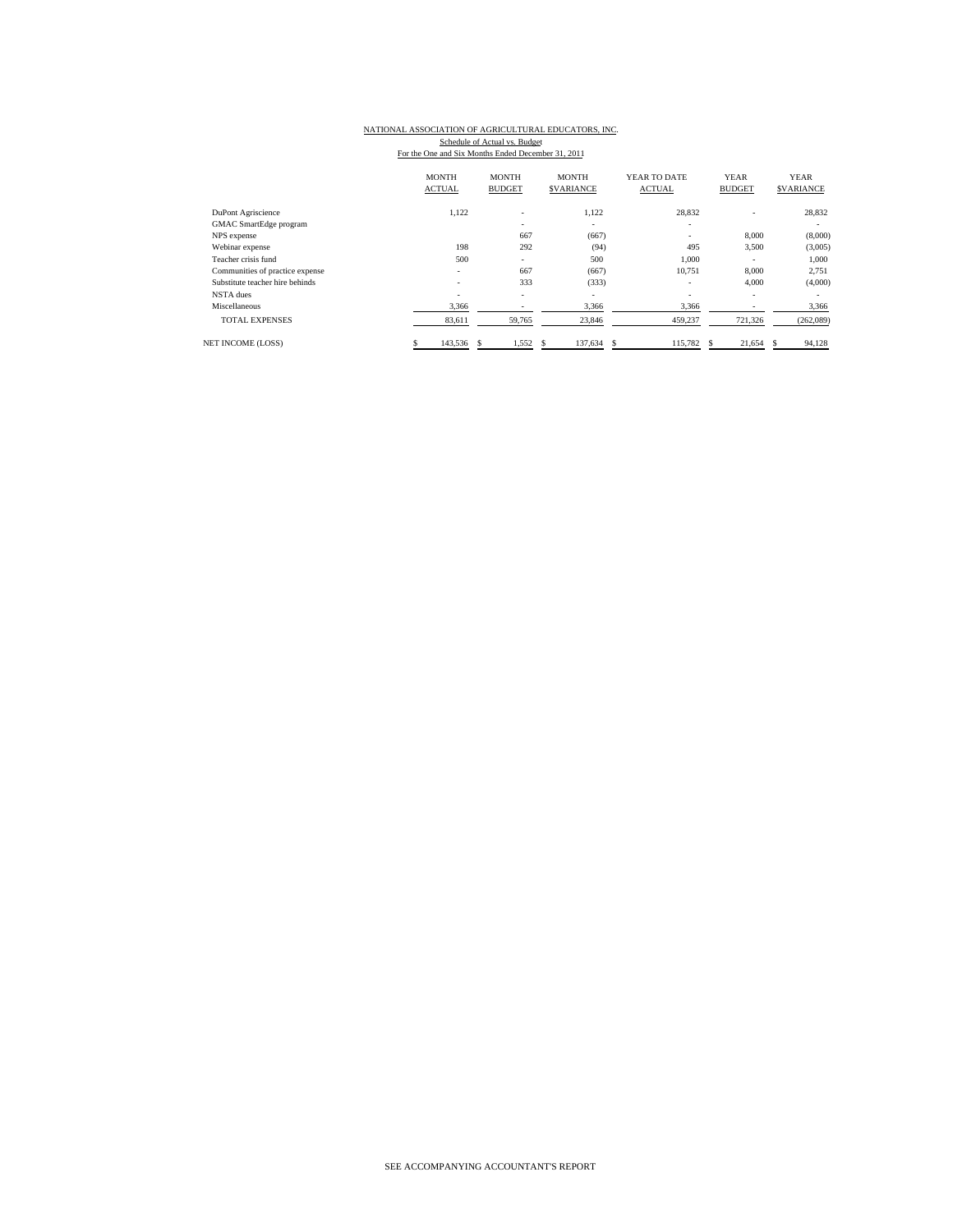NATIONAL ASSOCIATION OF AGRICULTURAL EDUCATORS, INC.

Schedule of Actual vs. Budget

For the One and Six Months Ended December 31, 2011

| | MONTH ACTUAL | MONTH BUDGET | MONTH $VARIANCE | YEAR TO DATE ACTUAL | YEAR BUDGET | YEAR $VARIANCE |
|---|---|---|---|---|---|---|
| DuPont Agriscience | 1,122 | - | 1,122 | 28,832 | - | 28,832 |
| GMAC SmartEdge program | | - | - | - | | - |
| NPS expense | | 667 | (667) | - | 8,000 | (8,000) |
| Webinar expense | 198 | 292 | (94) | 495 | 3,500 | (3,005) |
| Teacher crisis fund | 500 | - | 500 | 1,000 | - | 1,000 |
| Communities of practice expense | - | 667 | (667) | 10,751 | 8,000 | 2,751 |
| Substitute teacher hire behinds | - | 333 | (333) | - | 4,000 | (4,000) |
| NSTA dues | - | - | - | - | - | - |
| Miscellaneous | 3,366 | - | 3,366 | 3,366 | - | 3,366 |
| TOTAL EXPENSES | 83,611 | 59,765 | 23,846 | 459,237 | 721,326 | (262,089) |
| NET INCOME (LOSS) | $ 143,536 | $ 1,552 | $ 137,634 | $ 115,782 | $ 21,654 | $ 94,128 |

SEE ACCOMPANYING ACCOUNTANT'S REPORT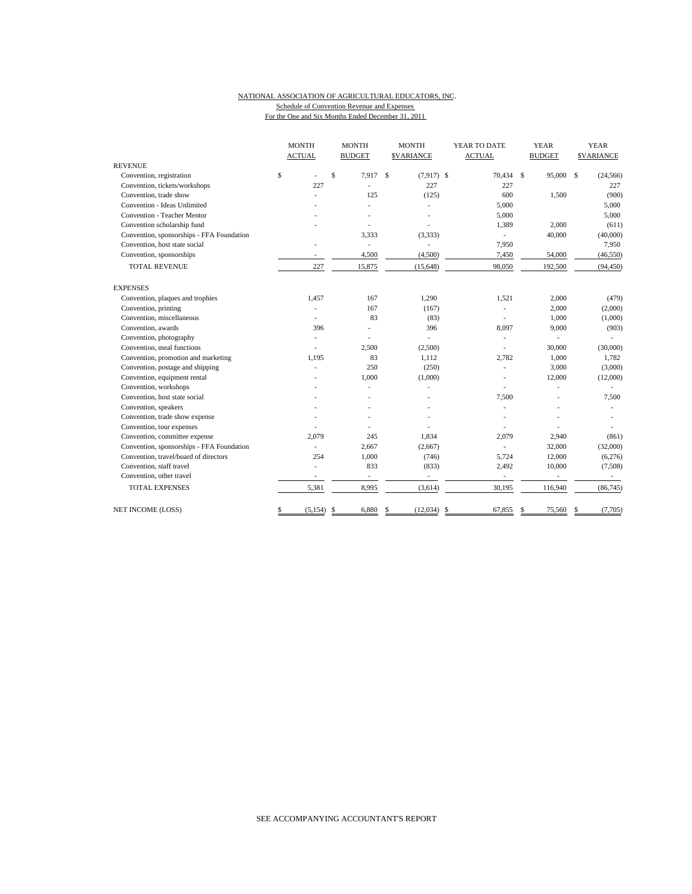NATIONAL ASSOCIATION OF AGRICULTURAL EDUCATORS, INC.

Schedule of Convention Revenue and Expenses

For the One and Six Months Ended December 31, 2011

| | MONTH ACTUAL | MONTH BUDGET | MONTH $VARIANCE | YEAR TO DATE ACTUAL | YEAR BUDGET | YEAR $VARIANCE |
|---|---|---|---|---|---|---|
| **REVENUE** | | | | | | |
| Convention, registration | $ - | $ 7,917 | $ (7,917) | $ 70,434 | $ 95,000 | $ (24,566) |
| Convention, tickets/workshops | 227 | - | 227 | 227 | | 227 |
| Convention, trade show | - | 125 | (125) | 600 | 1,500 | (900) |
| Convention - Ideas Unlimited | - | - | - | 5,000 | | 5,000 |
| Convention - Teacher Mentor | - | - | - | 5,000 | | 5,000 |
| Convention scholarship fund | - | - | - | 1,389 | 2,000 | (611) |
| Convention, sponsorships - FFA Foundation | | 3,333 | (3,333) | - | 40,000 | (40,000) |
| Convention, host state social | - | - | - | 7,950 | | 7,950 |
| Convention, sponsorships | - | 4,500 | (4,500) | 7,450 | 54,000 | (46,550) |
| TOTAL REVENUE | 227 | 15,875 | (15,648) | 98,050 | 192,500 | (94,450) |
| **EXPENSES** | | | | | | |
| Convention, plaques and trophies | 1,457 | 167 | 1,290 | 1,521 | 2,000 | (479) |
| Convention, printing | - | 167 | (167) | - | 2,000 | (2,000) |
| Convention, miscellaneous | - | 83 | (83) | - | 1,000 | (1,000) |
| Convention, awards | 396 | - | 396 | 8,097 | 9,000 | (903) |
| Convention, photography | - | - | - | - | - | - |
| Convention, meal functions | - | 2,500 | (2,500) | - | 30,000 | (30,000) |
| Convention, promotion and marketing | 1,195 | 83 | 1,112 | 2,782 | 1,000 | 1,782 |
| Convention, postage and shipping | - | 250 | (250) | - | 3,000 | (3,000) |
| Convention, equipment rental | - | 1,000 | (1,000) | - | 12,000 | (12,000) |
| Convention, workshops | - | - | - | - | - | - |
| Convention, host state social | - | - | - | 7,500 | - | 7,500 |
| Convention, speakers | - | - | - | - | - | - |
| Convention, trade show expense | - | - | - | - | - | - |
| Convention, tour expenses | - | - | - | - | - | - |
| Convention, committee expense | 2,079 | 245 | 1,834 | 2,079 | 2,940 | (861) |
| Convention, sponsorships - FFA Foundation | - | 2,667 | (2,667) | - | 32,000 | (32,000) |
| Convention, travel/board of directors | 254 | 1,000 | (746) | 5,724 | 12,000 | (6,276) |
| Convention, staff travel | - | 833 | (833) | 2,492 | 10,000 | (7,508) |
| Convention, other travel | - | - | - | - | - | - |
| TOTAL EXPENSES | 5,381 | 8,995 | (3,614) | 30,195 | 116,940 | (86,745) |
| NET INCOME (LOSS) | $ (5,154) | $ 6,880 | $ (12,034) | $ 67,855 | $ 75,560 | $ (7,705) |

SEE ACCOMPANYING ACCOUNTANT'S REPORT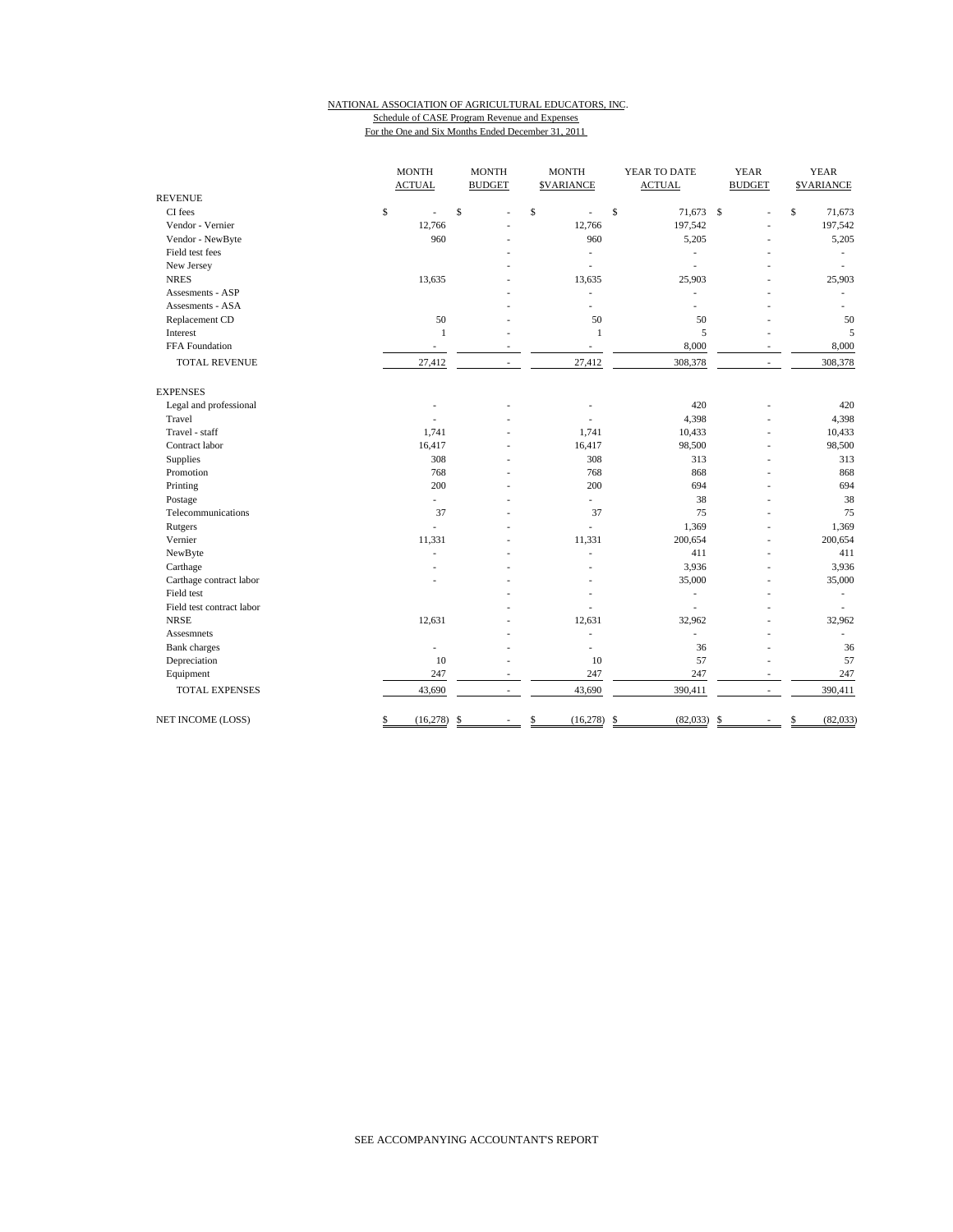NATIONAL ASSOCIATION OF AGRICULTURAL EDUCATORS, INC.

Schedule of CASE Program Revenue and Expenses

For the One and Six Months Ended December 31, 2011

| | MONTH ACTUAL | MONTH BUDGET | MONTH $VARIANCE | YEAR TO DATE ACTUAL | YEAR BUDGET | YEAR $VARIANCE |
|---|---|---|---|---|---|---|
| REVENUE | | | | | | |
| CI fees | $ - | $ - | $ - | $ 71,673 | $ - | $ 71,673 |
| Vendor - Vernier | 12,766 | - | 12,766 | 197,542 | - | 197,542 |
| Vendor - NewByte | 960 | - | 960 | 5,205 | - | 5,205 |
| Field test fees | | - | - | - | - | - |
| New Jersey | | - | - | - | - | - |
| NRES | 13,635 | - | 13,635 | 25,903 | - | 25,903 |
| Assesments - ASP | | - | - | - | - | - |
| Assesments - ASA | | - | - | - | - | - |
| Replacement CD | 50 | - | 50 | 50 | - | 50 |
| Interest | 1 | - | 1 | 5 | - | 5 |
| FFA Foundation | - | - | - | 8,000 | - | 8,000 |
| TOTAL REVENUE | 27,412 | - | 27,412 | 308,378 | - | 308,378 |
| EXPENSES | | | | | | |
| Legal and professional | - | - | - | 420 | - | 420 |
| Travel | - | - | - | 4,398 | - | 4,398 |
| Travel - staff | 1,741 | - | 1,741 | 10,433 | - | 10,433 |
| Contract labor | 16,417 | - | 16,417 | 98,500 | - | 98,500 |
| Supplies | 308 | - | 308 | 313 | - | 313 |
| Promotion | 768 | - | 768 | 868 | - | 868 |
| Printing | 200 | - | 200 | 694 | - | 694 |
| Postage | - | - | - | 38 | - | 38 |
| Telecommunications | 37 | - | 37 | 75 | - | 75 |
| Rutgers | - | - | - | 1,369 | - | 1,369 |
| Vernier | 11,331 | - | 11,331 | 200,654 | - | 200,654 |
| NewByte | - | - | - | 411 | - | 411 |
| Carthage | - | - | - | 3,936 | - | 3,936 |
| Carthage contract labor | - | - | - | 35,000 | - | 35,000 |
| Field test | | - | - | - | - | - |
| Field test contract labor | | - | - | - | - | - |
| NRSE | 12,631 | - | 12,631 | 32,962 | - | 32,962 |
| Assesmnets | | - | - | - | - | - |
| Bank charges | - | - | - | 36 | - | 36 |
| Depreciation | 10 | - | 10 | 57 | - | 57 |
| Equipment | 247 | - | 247 | 247 | - | 247 |
| TOTAL EXPENSES | 43,690 | - | 43,690 | 390,411 | - | 390,411 |
| NET INCOME (LOSS) | $ (16,278) | $ - | $ (16,278) | $ (82,033) | $ - | $ (82,033) |

SEE ACCOMPANYING ACCOUNTANT'S REPORT